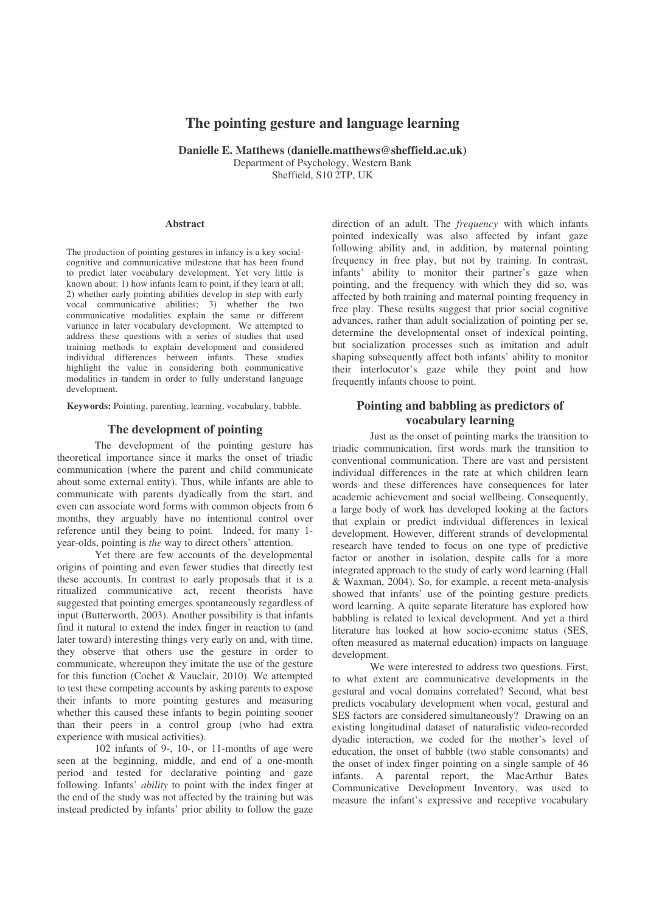# The pointing gesture and language learning

**Danielle E. Matthews (danielle.matthews@sheffield.ac.uk)**
Department of Psychology, Western Bank
Sheffield, S10 2TP, UK

## Abstract

The production of pointing gestures in infancy is a key social-cognitive and communicative milestone that has been found to predict later vocabulary development. Yet very little is known about: 1) how infants learn to point, if they learn at all; 2) whether early pointing abilities develop in step with early vocal communicative abilities; 3) whether the two communicative modalities explain the same or different variance in later vocabulary development. We attempted to address these questions with a series of studies that used training methods to explain development and considered individual differences between infants. These studies highlight the value in considering both communicative modalities in tandem in order to fully understand language development.

**Keywords:** Pointing, parenting, learning, vocabulary, babble.

## The development of pointing

The development of the pointing gesture has theoretical importance since it marks the onset of triadic communication (where the parent and child communicate about some external entity). Thus, while infants are able to communicate with parents dyadically from the start, and even can associate word forms with common objects from 6 months, they arguably have no intentional control over reference until they being to point. Indeed, for many 1-year-olds, pointing is *the* way to direct others' attention.

Yet there are few accounts of the developmental origins of pointing and even fewer studies that directly test these accounts. In contrast to early proposals that it is a ritualized communicative act, recent theorists have suggested that pointing emerges spontaneously regardless of input (Butterworth, 2003). Another possibility is that infants find it natural to extend the index finger in reaction to (and later toward) interesting things very early on and, with time, they observe that others use the gesture in order to communicate, whereupon they imitate the use of the gesture for this function (Cochet & Vauclair, 2010). We attempted to test these competing accounts by asking parents to expose their infants to more pointing gestures and measuring whether this caused these infants to begin pointing sooner than their peers in a control group (who had extra experience with musical activities).

102 infants of 9-, 10-, or 11-months of age were seen at the beginning, middle, and end of a one-month period and tested for declarative pointing and gaze following. Infants' *ability* to point with the index finger at the end of the study was not affected by the training but was instead predicted by infants' prior ability to follow the gaze direction of an adult. The *frequency* with which infants pointed indexically was also affected by infant gaze following ability and, in addition, by maternal pointing frequency in free play, but not by training. In contrast, infants' ability to monitor their partner's gaze when pointing, and the frequency with which they did so, was affected by both training and maternal pointing frequency in free play. These results suggest that prior social cognitive advances, rather than adult socialization of pointing per se, determine the developmental onset of indexical pointing, but socialization processes such as imitation and adult shaping subsequently affect both infants' ability to monitor their interlocutor's gaze while they point and how frequently infants choose to point.

## Pointing and babbling as predictors of vocabulary learning

Just as the onset of pointing marks the transition to triadic communication, first words mark the transition to conventional communication. There are vast and persistent individual differences in the rate at which children learn words and these differences have consequences for later academic achievement and social wellbeing. Consequently, a large body of work has developed looking at the factors that explain or predict individual differences in lexical development. However, different strands of developmental research have tended to focus on one type of predictive factor or another in isolation, despite calls for a more integrated approach to the study of early word learning (Hall & Waxman, 2004). So, for example, a recent meta-analysis showed that infants' use of the pointing gesture predicts word learning. A quite separate literature has explored how babbling is related to lexical development. And yet a third literature has looked at how socio-econimc status (SES, often measured as maternal education) impacts on language development.

We were interested to address two questions. First, to what extent are communicative developments in the gestural and vocal domains correlated? Second, what best predicts vocabulary development when vocal, gestural and SES factors are considered simultaneously? Drawing on an existing longitudinal dataset of naturalistic video-recorded dyadic interaction, we coded for the mother's level of education, the onset of babble (two stable consonants) and the onset of index finger pointing on a single sample of 46 infants. A parental report, the MacArthur Bates Communicative Development Inventory, was used to measure the infant's expressive and receptive vocabulary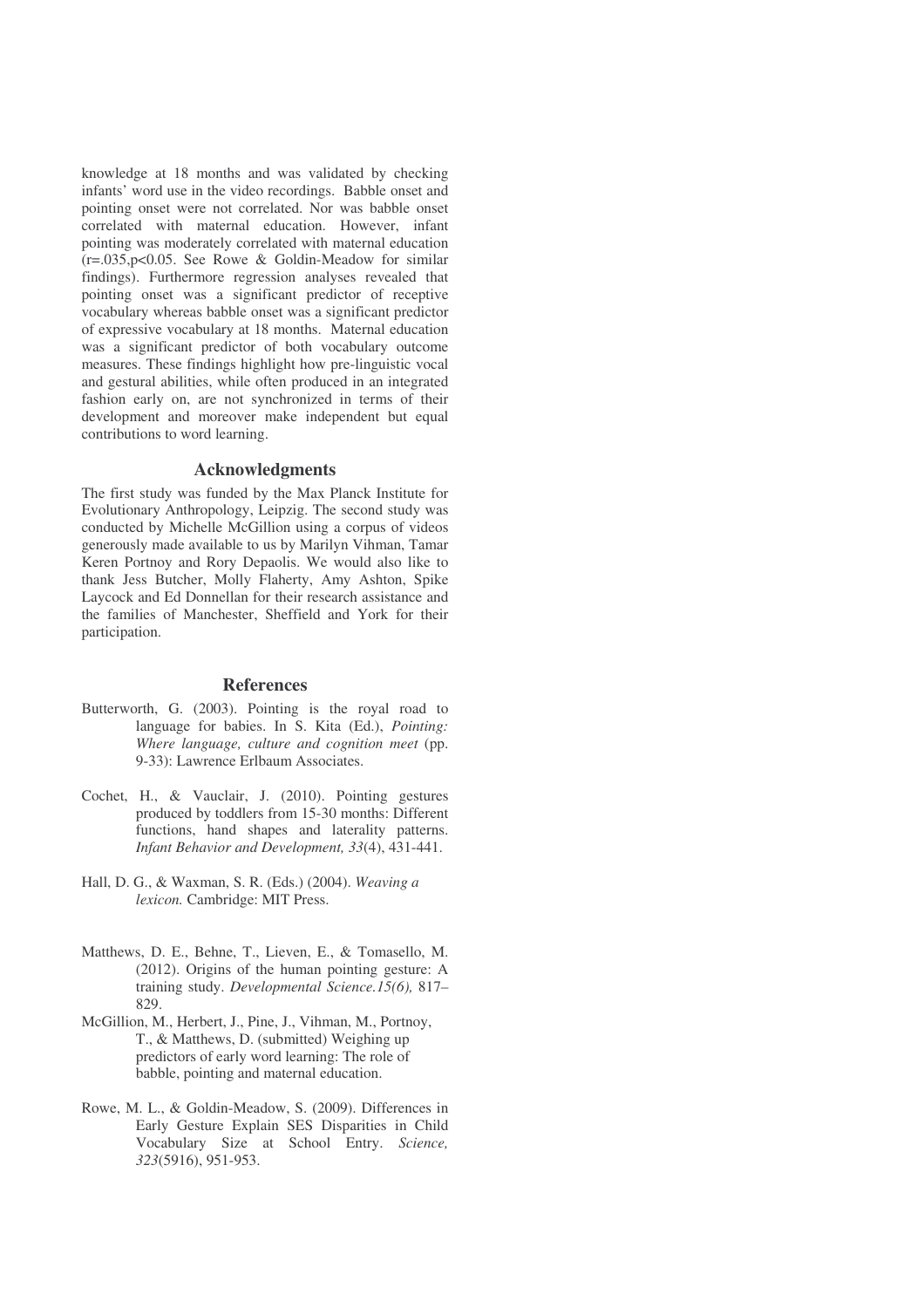knowledge at 18 months and was validated by checking infants' word use in the video recordings. Babble onset and pointing onset were not correlated. Nor was babble onset correlated with maternal education. However, infant pointing was moderately correlated with maternal education ($r=.035, p<0.05$. See Rowe & Goldin-Meadow for similar findings). Furthermore regression analyses revealed that pointing onset was a significant predictor of receptive vocabulary whereas babble onset was a significant predictor of expressive vocabulary at 18 months. Maternal education was a significant predictor of both vocabulary outcome measures. These findings highlight how pre-linguistic vocal and gestural abilities, while often produced in an integrated fashion early on, are not synchronized in terms of their development and moreover make independent but equal contributions to word learning.

## Acknowledgments

The first study was funded by the Max Planck Institute for Evolutionary Anthropology, Leipzig. The second study was conducted by Michelle McGillion using a corpus of videos generously made available to us by Marilyn Vihman, Tamar Keren Portnoy and Rory Depaolis. We would also like to thank Jess Butcher, Molly Flaherty, Amy Ashton, Spike Laycock and Ed Donnellan for their research assistance and the families of Manchester, Sheffield and York for their participation.

## References

Butterworth, G. (2003). Pointing is the royal road to language for babies. In S. Kita (Ed.), *Pointing: Where language, culture and cognition meet* (pp. 9-33): Lawrence Erlbaum Associates.

Cochet, H., & Vauclair, J. (2010). Pointing gestures produced by toddlers from 15-30 months: Different functions, hand shapes and laterality patterns. *Infant Behavior and Development, 33*(4), 431-441.

Hall, D. G., & Waxman, S. R. (Eds.) (2004). *Weaving a lexicon.* Cambridge: MIT Press.

Matthews, D. E., Behne, T., Lieven, E., & Tomasello, M. (2012). Origins of the human pointing gesture: A training study. *Developmental Science.15(6),* 817–829.

McGillion, M., Herbert, J., Pine, J., Vihman, M., Portnoy, T., & Matthews, D. (submitted) Weighing up predictors of early word learning: The role of babble, pointing and maternal education.

Rowe, M. L., & Goldin-Meadow, S. (2009). Differences in Early Gesture Explain SES Disparities in Child Vocabulary Size at School Entry. *Science, 323*(5916), 951-953.